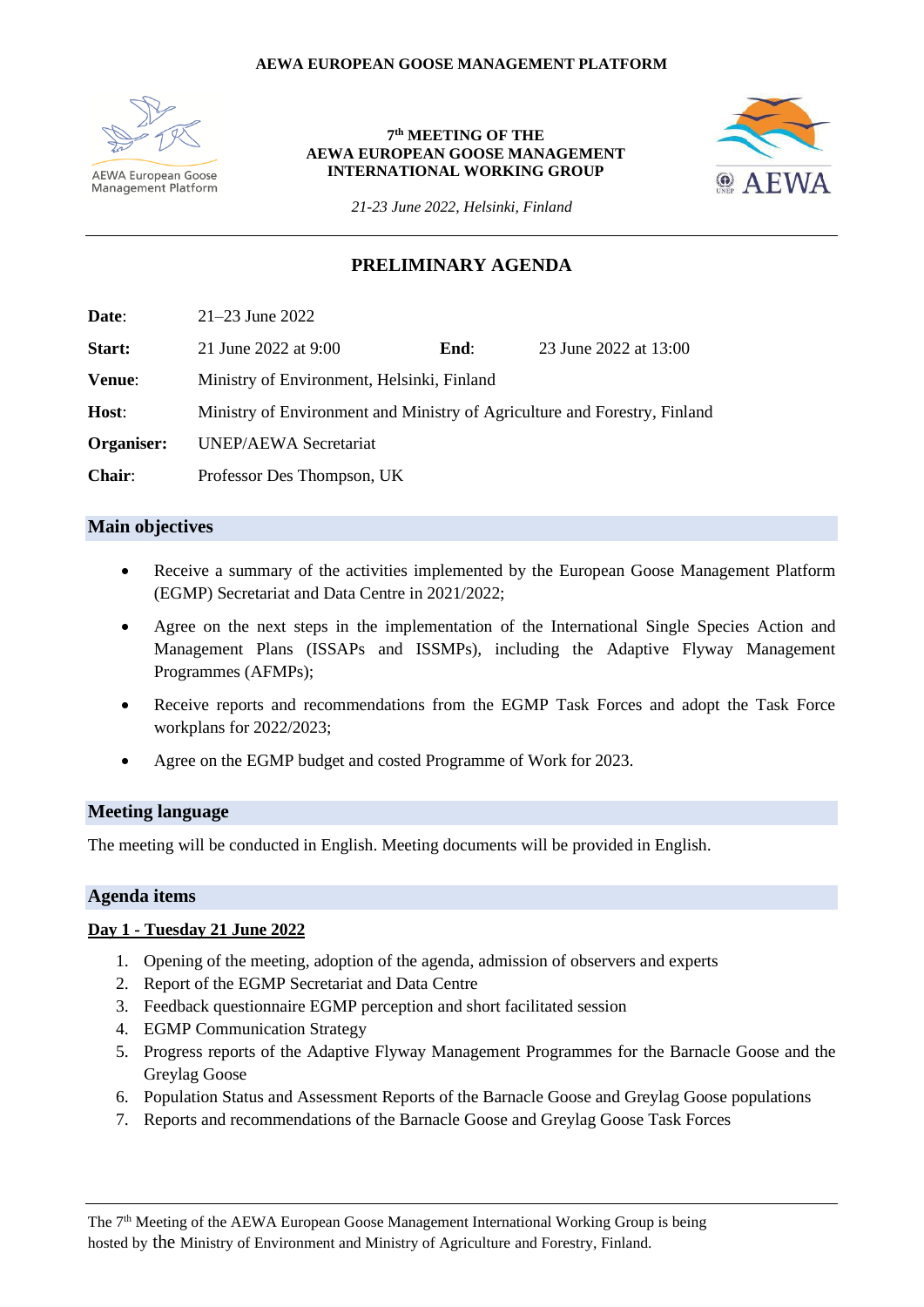AEWA EUROPEAN GOOSE MANAGEMENT PLATFORM

**7th MEETING OF THE AEWA EUROPEAN GOOSE MANAGEMENT INTERNATIONAL WORKING GROUP**

*21-23 June 2022, Helsinki, Finland*

## PRELIMINARY AGENDA

| | | | |
|---|---|---|---|
| **Date**: | 21–23 June 2022 | | |
| **Start:** | 21 June 2022 at 9:00 | **End**: | 23 June 2022 at 13:00 |
| **Venue**: | Ministry of Environment, Helsinki, Finland | | |
| **Host**: | Ministry of Environment and Ministry of Agriculture and Forestry, Finland | | |
| **Organiser:** | UNEP/AEWA Secretariat | | |
| **Chair**: | Professor Des Thompson, UK | | |

### Main objectives

- Receive a summary of the activities implemented by the European Goose Management Platform (EGMP) Secretariat and Data Centre in 2021/2022;
- Agree on the next steps in the implementation of the International Single Species Action and Management Plans (ISSAPs and ISSMPs), including the Adaptive Flyway Management Programmes (AFMPs);
- Receive reports and recommendations from the EGMP Task Forces and adopt the Task Force workplans for 2022/2023;
- Agree on the EGMP budget and costed Programme of Work for 2023.

### Meeting language

The meeting will be conducted in English. Meeting documents will be provided in English.

### Agenda items

**Day 1 - Tuesday 21 June 2022**

1. Opening of the meeting, adoption of the agenda, admission of observers and experts
2. Report of the EGMP Secretariat and Data Centre
3. Feedback questionnaire EGMP perception and short facilitated session
4. EGMP Communication Strategy
5. Progress reports of the Adaptive Flyway Management Programmes for the Barnacle Goose and the Greylag Goose
6. Population Status and Assessment Reports of the Barnacle Goose and Greylag Goose populations
7. Reports and recommendations of the Barnacle Goose and Greylag Goose Task Forces

The 7th Meeting of the AEWA European Goose Management International Working Group is being hosted by the Ministry of Environment and Ministry of Agriculture and Forestry, Finland.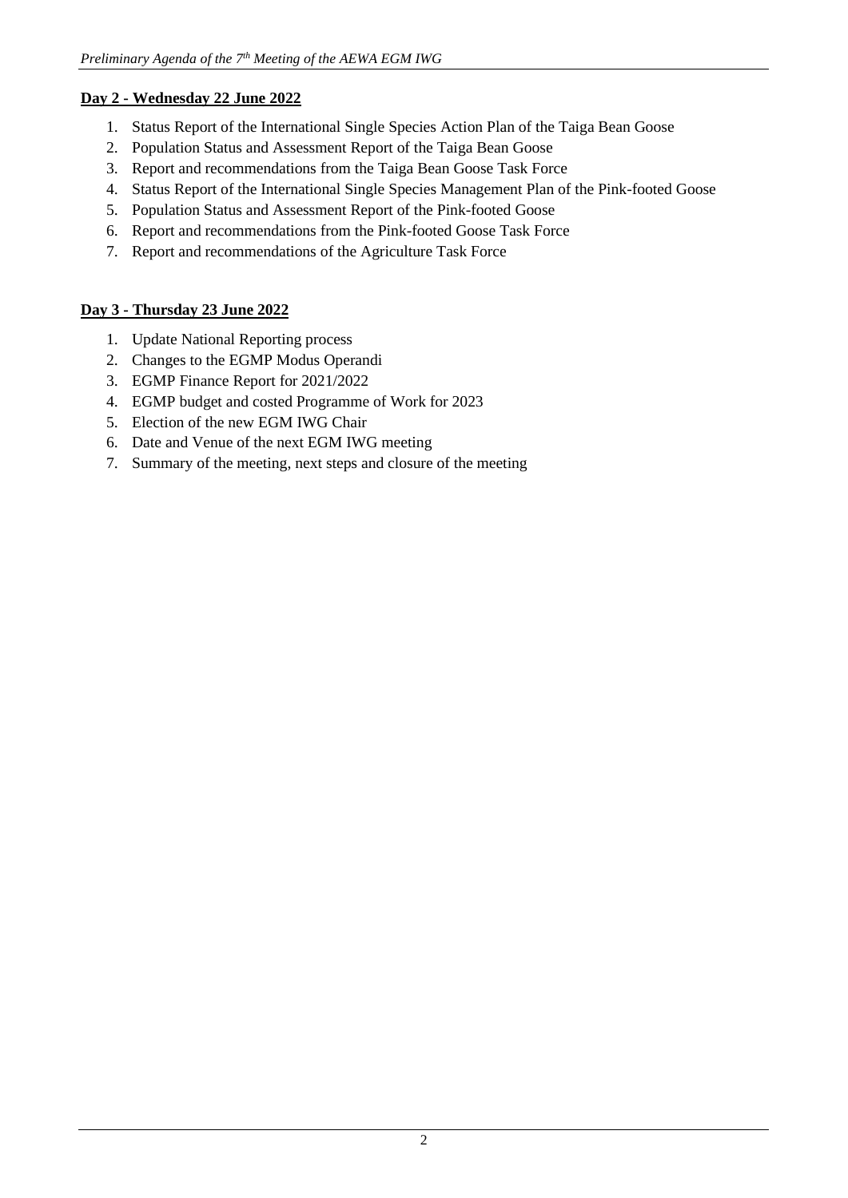**Day 2 - Wednesday 22 June 2022**

1. Status Report of the International Single Species Action Plan of the Taiga Bean Goose
2. Population Status and Assessment Report of the Taiga Bean Goose
3. Report and recommendations from the Taiga Bean Goose Task Force
4. Status Report of the International Single Species Management Plan of the Pink-footed Goose
5. Population Status and Assessment Report of the Pink-footed Goose
6. Report and recommendations from the Pink-footed Goose Task Force
7. Report and recommendations of the Agriculture Task Force

**Day 3 - Thursday 23 June 2022**

1. Update National Reporting process
2. Changes to the EGMP Modus Operandi
3. EGMP Finance Report for 2021/2022
4. EGMP budget and costed Programme of Work for 2023
5. Election of the new EGM IWG Chair
6. Date and Venue of the next EGM IWG meeting
7. Summary of the meeting, next steps and closure of the meeting